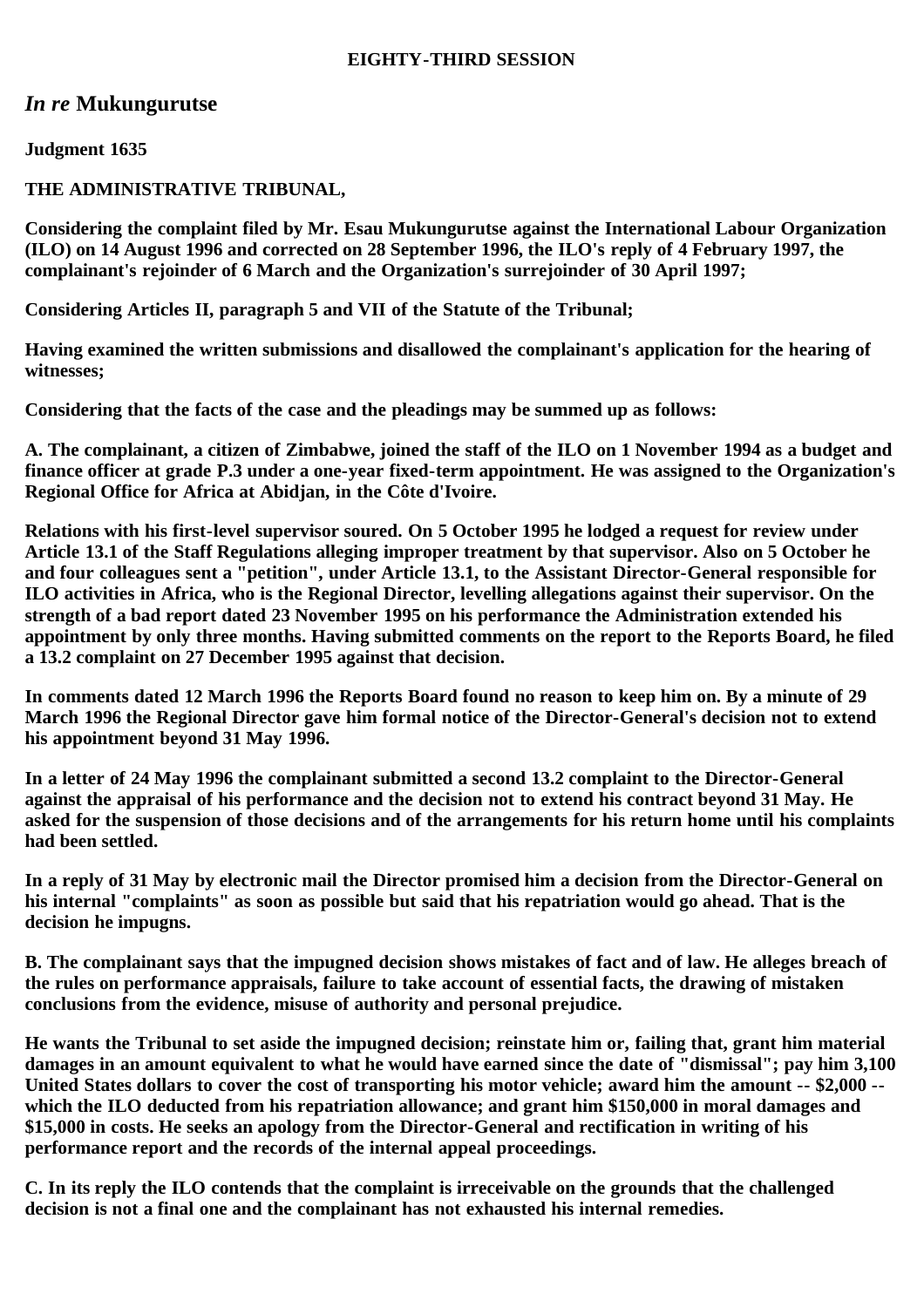**EIGHTY-THIRD SESSION**

## *In re* Mukungurutse

**Judgment 1635**

**THE ADMINISTRATIVE TRIBUNAL,**

**Considering the complaint filed by Mr. Esau Mukungurutse against the International Labour Organization (ILO) on 14 August 1996 and corrected on 28 September 1996, the ILO's reply of 4 February 1997, the complainant's rejoinder of 6 March and the Organization's surrejoinder of 30 April 1997;**

**Considering Articles II, paragraph 5 and VII of the Statute of the Tribunal;**

**Having examined the written submissions and disallowed the complainant's application for the hearing of witnesses;**

**Considering that the facts of the case and the pleadings may be summed up as follows:**

**A. The complainant, a citizen of Zimbabwe, joined the staff of the ILO on 1 November 1994 as a budget and finance officer at grade P.3 under a one-year fixed-term appointment. He was assigned to the Organization's Regional Office for Africa at Abidjan, in the Côte d'Ivoire.**

**Relations with his first-level supervisor soured. On 5 October 1995 he lodged a request for review under Article 13.1 of the Staff Regulations alleging improper treatment by that supervisor. Also on 5 October he and four colleagues sent a "petition", under Article 13.1, to the Assistant Director-General responsible for ILO activities in Africa, who is the Regional Director, levelling allegations against their supervisor. On the strength of a bad report dated 23 November 1995 on his performance the Administration extended his appointment by only three months. Having submitted comments on the report to the Reports Board, he filed a 13.2 complaint on 27 December 1995 against that decision.**

**In comments dated 12 March 1996 the Reports Board found no reason to keep him on. By a minute of 29 March 1996 the Regional Director gave him formal notice of the Director-General's decision not to extend his appointment beyond 31 May 1996.**

**In a letter of 24 May 1996 the complainant submitted a second 13.2 complaint to the Director-General against the appraisal of his performance and the decision not to extend his contract beyond 31 May. He asked for the suspension of those decisions and of the arrangements for his return home until his complaints had been settled.**

**In a reply of 31 May by electronic mail the Director promised him a decision from the Director-General on his internal "complaints" as soon as possible but said that his repatriation would go ahead. That is the decision he impugns.**

**B. The complainant says that the impugned decision shows mistakes of fact and of law. He alleges breach of the rules on performance appraisals, failure to take account of essential facts, the drawing of mistaken conclusions from the evidence, misuse of authority and personal prejudice.**

**He wants the Tribunal to set aside the impugned decision; reinstate him or, failing that, grant him material damages in an amount equivalent to what he would have earned since the date of "dismissal"; pay him 3,100 United States dollars to cover the cost of transporting his motor vehicle; award him the amount -- $2,000 -- which the ILO deducted from his repatriation allowance; and grant him $150,000 in moral damages and $15,000 in costs. He seeks an apology from the Director-General and rectification in writing of his performance report and the records of the internal appeal proceedings.**

**C. In its reply the ILO contends that the complaint is irreceivable on the grounds that the challenged decision is not a final one and the complainant has not exhausted his internal remedies.**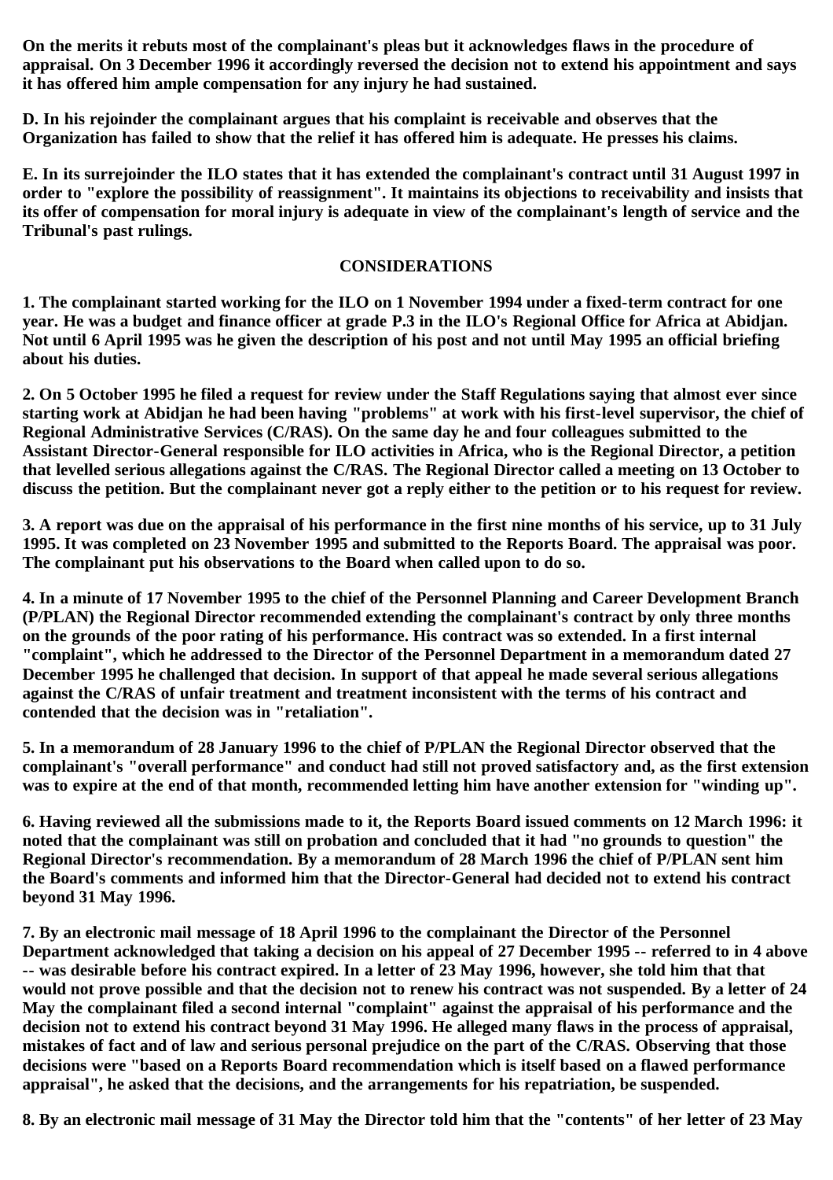**On the merits it rebuts most of the complainant's pleas but it acknowledges flaws in the procedure of appraisal. On 3 December 1996 it accordingly reversed the decision not to extend his appointment and says it has offered him ample compensation for any injury he had sustained.**

**D. In his rejoinder the complainant argues that his complaint is receivable and observes that the Organization has failed to show that the relief it has offered him is adequate. He presses his claims.**

**E. In its surrejoinder the ILO states that it has extended the complainant's contract until 31 August 1997 in order to "explore the possibility of reassignment". It maintains its objections to receivability and insists that its offer of compensation for moral injury is adequate in view of the complainant's length of service and the Tribunal's past rulings.**

## CONSIDERATIONS

**1. The complainant started working for the ILO on 1 November 1994 under a fixed-term contract for one year. He was a budget and finance officer at grade P.3 in the ILO's Regional Office for Africa at Abidjan. Not until 6 April 1995 was he given the description of his post and not until May 1995 an official briefing about his duties.**

**2. On 5 October 1995 he filed a request for review under the Staff Regulations saying that almost ever since starting work at Abidjan he had been having "problems" at work with his first-level supervisor, the chief of Regional Administrative Services (C/RAS). On the same day he and four colleagues submitted to the Assistant Director-General responsible for ILO activities in Africa, who is the Regional Director, a petition that levelled serious allegations against the C/RAS. The Regional Director called a meeting on 13 October to discuss the petition. But the complainant never got a reply either to the petition or to his request for review.**

**3. A report was due on the appraisal of his performance in the first nine months of his service, up to 31 July 1995. It was completed on 23 November 1995 and submitted to the Reports Board. The appraisal was poor. The complainant put his observations to the Board when called upon to do so.**

**4. In a minute of 17 November 1995 to the chief of the Personnel Planning and Career Development Branch (P/PLAN) the Regional Director recommended extending the complainant's contract by only three months on the grounds of the poor rating of his performance. His contract was so extended. In a first internal "complaint", which he addressed to the Director of the Personnel Department in a memorandum dated 27 December 1995 he challenged that decision. In support of that appeal he made several serious allegations against the C/RAS of unfair treatment and treatment inconsistent with the terms of his contract and contended that the decision was in "retaliation".**

**5. In a memorandum of 28 January 1996 to the chief of P/PLAN the Regional Director observed that the complainant's "overall performance" and conduct had still not proved satisfactory and, as the first extension was to expire at the end of that month, recommended letting him have another extension for "winding up".**

**6. Having reviewed all the submissions made to it, the Reports Board issued comments on 12 March 1996: it noted that the complainant was still on probation and concluded that it had "no grounds to question" the Regional Director's recommendation. By a memorandum of 28 March 1996 the chief of P/PLAN sent him the Board's comments and informed him that the Director-General had decided not to extend his contract beyond 31 May 1996.**

**7. By an electronic mail message of 18 April 1996 to the complainant the Director of the Personnel Department acknowledged that taking a decision on his appeal of 27 December 1995 -- referred to in 4 above -- was desirable before his contract expired. In a letter of 23 May 1996, however, she told him that that would not prove possible and that the decision not to renew his contract was not suspended. By a letter of 24 May the complainant filed a second internal "complaint" against the appraisal of his performance and the decision not to extend his contract beyond 31 May 1996. He alleged many flaws in the process of appraisal, mistakes of fact and of law and serious personal prejudice on the part of the C/RAS. Observing that those decisions were "based on a Reports Board recommendation which is itself based on a flawed performance appraisal", he asked that the decisions, and the arrangements for his repatriation, be suspended.**

**8. By an electronic mail message of 31 May the Director told him that the "contents" of her letter of 23 May**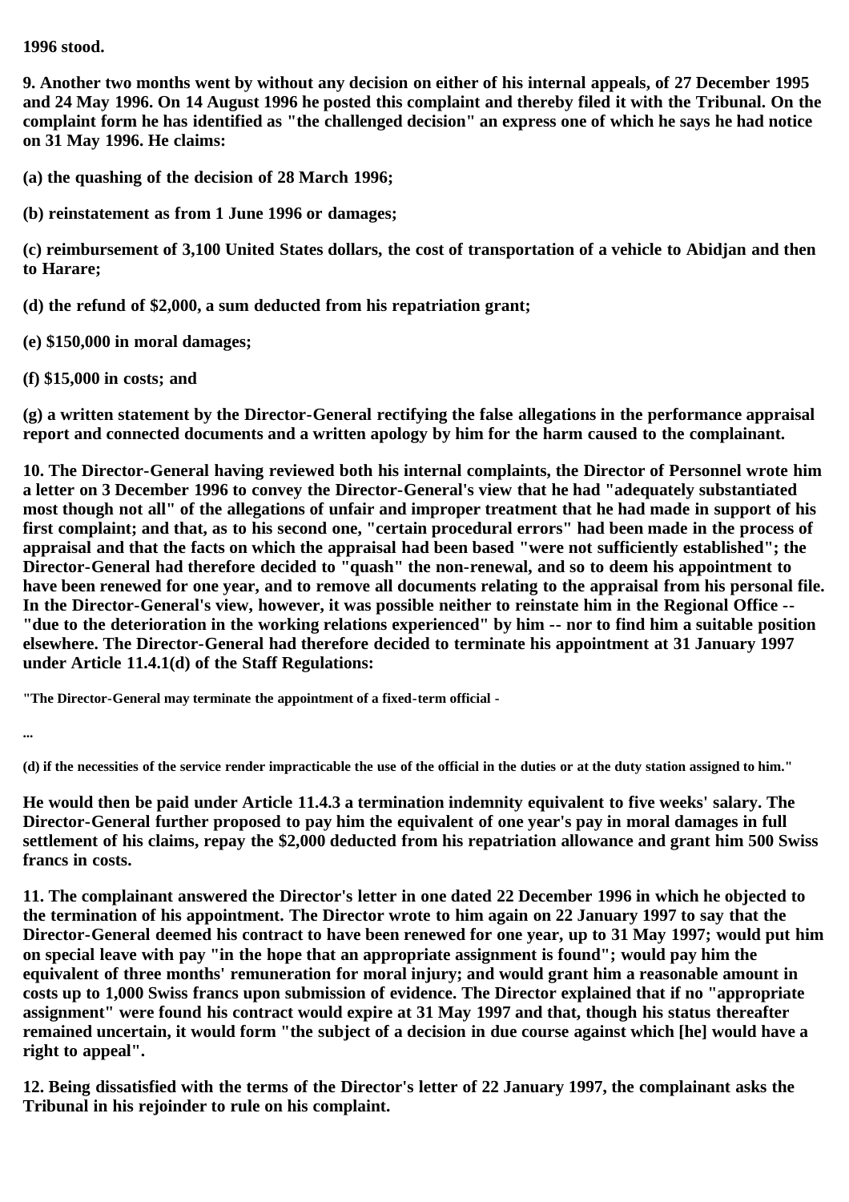**1996 stood.**

**9. Another two months went by without any decision on either of his internal appeals, of 27 December 1995 and 24 May 1996. On 14 August 1996 he posted this complaint and thereby filed it with the Tribunal. On the complaint form he has identified as "the challenged decision" an express one of which he says he had notice on 31 May 1996. He claims:**

**(a) the quashing of the decision of 28 March 1996;**

**(b) reinstatement as from 1 June 1996 or damages;**

**(c) reimbursement of 3,100 United States dollars, the cost of transportation of a vehicle to Abidjan and then to Harare;**

**(d) the refund of $2,000, a sum deducted from his repatriation grant;**

**(e) $150,000 in moral damages;**

**(f) $15,000 in costs; and**

**(g) a written statement by the Director-General rectifying the false allegations in the performance appraisal report and connected documents and a written apology by him for the harm caused to the complainant.**

**10. The Director-General having reviewed both his internal complaints, the Director of Personnel wrote him a letter on 3 December 1996 to convey the Director-General's view that he had "adequately substantiated most though not all" of the allegations of unfair and improper treatment that he had made in support of his first complaint; and that, as to his second one, "certain procedural errors" had been made in the process of appraisal and that the facts on which the appraisal had been based "were not sufficiently established"; the Director-General had therefore decided to "quash" the non-renewal, and so to deem his appointment to have been renewed for one year, and to remove all documents relating to the appraisal from his personal file. In the Director-General's view, however, it was possible neither to reinstate him in the Regional Office -- "due to the deterioration in the working relations experienced" by him -- nor to find him a suitable position elsewhere. The Director-General had therefore decided to terminate his appointment at 31 January 1997 under Article 11.4.1(d) of the Staff Regulations:**

**"The Director-General may terminate the appointment of a fixed-term official -**

**...**

**(d) if the necessities of the service render impracticable the use of the official in the duties or at the duty station assigned to him."**

**He would then be paid under Article 11.4.3 a termination indemnity equivalent to five weeks' salary. The Director-General further proposed to pay him the equivalent of one year's pay in moral damages in full settlement of his claims, repay the $2,000 deducted from his repatriation allowance and grant him 500 Swiss francs in costs.**

**11. The complainant answered the Director's letter in one dated 22 December 1996 in which he objected to the termination of his appointment. The Director wrote to him again on 22 January 1997 to say that the Director-General deemed his contract to have been renewed for one year, up to 31 May 1997; would put him on special leave with pay "in the hope that an appropriate assignment is found"; would pay him the equivalent of three months' remuneration for moral injury; and would grant him a reasonable amount in costs up to 1,000 Swiss francs upon submission of evidence. The Director explained that if no "appropriate assignment" were found his contract would expire at 31 May 1997 and that, though his status thereafter remained uncertain, it would form "the subject of a decision in due course against which [he] would have a right to appeal".**

**12. Being dissatisfied with the terms of the Director's letter of 22 January 1997, the complainant asks the Tribunal in his rejoinder to rule on his complaint.**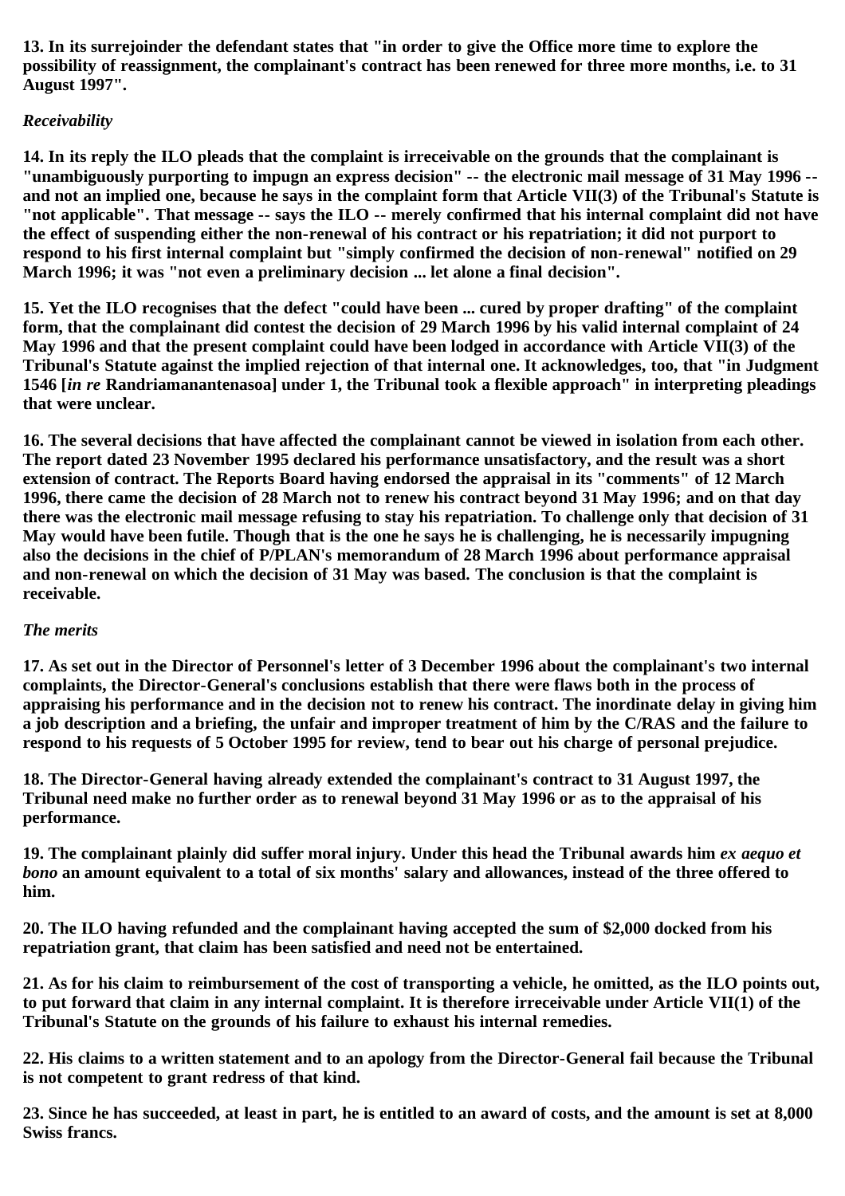**13. In its surrejoinder the defendant states that "in order to give the Office more time to explore the possibility of reassignment, the complainant's contract has been renewed for three more months, i.e. to 31 August 1997".**

***Receivability***

**14. In its reply the ILO pleads that the complaint is irreceivable on the grounds that the complainant is "unambiguously purporting to impugn an express decision" -- the electronic mail message of 31 May 1996 -- and not an implied one, because he says in the complaint form that Article VII(3) of the Tribunal's Statute is "not applicable". That message -- says the ILO -- merely confirmed that his internal complaint did not have the effect of suspending either the non-renewal of his contract or his repatriation; it did not purport to respond to his first internal complaint but "simply confirmed the decision of non-renewal" notified on 29 March 1996; it was "not even a preliminary decision ... let alone a final decision".**

**15. Yet the ILO recognises that the defect "could have been ... cured by proper drafting" of the complaint form, that the complainant did contest the decision of 29 March 1996 by his valid internal complaint of 24 May 1996 and that the present complaint could have been lodged in accordance with Article VII(3) of the Tribunal's Statute against the implied rejection of that internal one. It acknowledges, too, that "in Judgment 1546 [*in re* Randriamanantenasoa] under 1, the Tribunal took a flexible approach" in interpreting pleadings that were unclear.**

**16. The several decisions that have affected the complainant cannot be viewed in isolation from each other. The report dated 23 November 1995 declared his performance unsatisfactory, and the result was a short extension of contract. The Reports Board having endorsed the appraisal in its "comments" of 12 March 1996, there came the decision of 28 March not to renew his contract beyond 31 May 1996; and on that day there was the electronic mail message refusing to stay his repatriation. To challenge only that decision of 31 May would have been futile. Though that is the one he says he is challenging, he is necessarily impugning also the decisions in the chief of P/PLAN's memorandum of 28 March 1996 about performance appraisal and non-renewal on which the decision of 31 May was based. The conclusion is that the complaint is receivable.**

***The merits***

**17. As set out in the Director of Personnel's letter of 3 December 1996 about the complainant's two internal complaints, the Director-General's conclusions establish that there were flaws both in the process of appraising his performance and in the decision not to renew his contract. The inordinate delay in giving him a job description and a briefing, the unfair and improper treatment of him by the C/RAS and the failure to respond to his requests of 5 October 1995 for review, tend to bear out his charge of personal prejudice.**

**18. The Director-General having already extended the complainant's contract to 31 August 1997, the Tribunal need make no further order as to renewal beyond 31 May 1996 or as to the appraisal of his performance.**

**19. The complainant plainly did suffer moral injury. Under this head the Tribunal awards him *ex aequo et bono* an amount equivalent to a total of six months' salary and allowances, instead of the three offered to him.**

**20. The ILO having refunded and the complainant having accepted the sum of $2,000 docked from his repatriation grant, that claim has been satisfied and need not be entertained.**

**21. As for his claim to reimbursement of the cost of transporting a vehicle, he omitted, as the ILO points out, to put forward that claim in any internal complaint. It is therefore irreceivable under Article VII(1) of the Tribunal's Statute on the grounds of his failure to exhaust his internal remedies.**

**22. His claims to a written statement and to an apology from the Director-General fail because the Tribunal is not competent to grant redress of that kind.**

**23. Since he has succeeded, at least in part, he is entitled to an award of costs, and the amount is set at 8,000 Swiss francs.**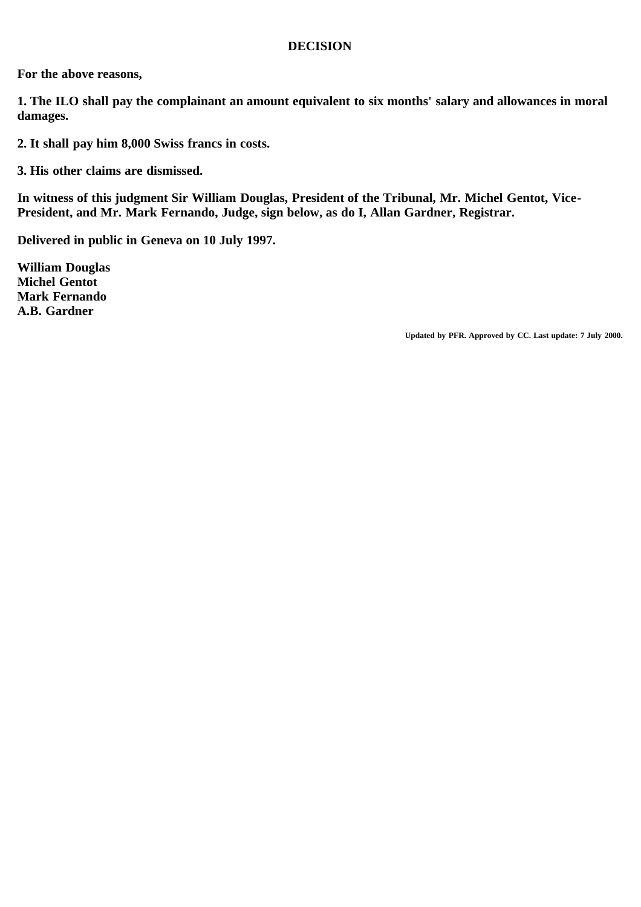## DECISION

**For the above reasons,**

**1. The ILO shall pay the complainant an amount equivalent to six months' salary and allowances in moral damages.**

**2. It shall pay him 8,000 Swiss francs in costs.**

**3. His other claims are dismissed.**

**In witness of this judgment Sir William Douglas, President of the Tribunal, Mr. Michel Gentot, Vice-President, and Mr. Mark Fernando, Judge, sign below, as do I, Allan Gardner, Registrar.**

**Delivered in public in Geneva on 10 July 1997.**

**William Douglas**
**Michel Gentot**
**Mark Fernando**
**A.B. Gardner**

**Updated by PFR. Approved by CC. Last update: 7 July 2000.**